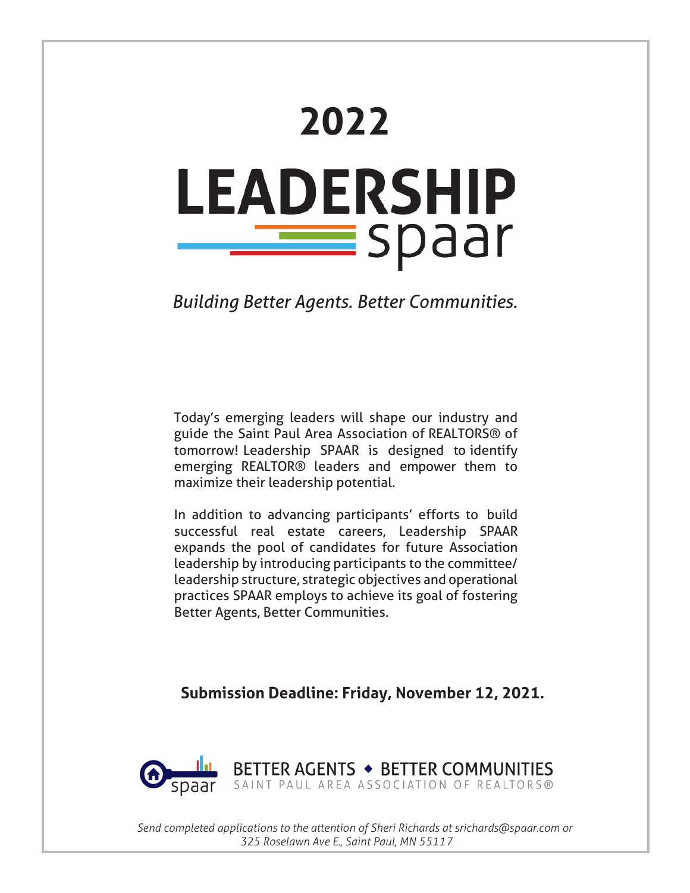# 2022

# LEADERSHIP spaar

*Building Better Agents. Better Communities.*

Today's emerging leaders will shape our industry and guide the Saint Paul Area Association of REALTORS® of tomorrow! Leadership SPAAR is designed to identify emerging REALTOR® leaders and empower them to maximize their leadership potential.

In addition to advancing participants' efforts to build successful real estate careers, Leadership SPAAR expands the pool of candidates for future Association leadership by introducing participants to the committee/leadership structure, strategic objectives and operational practices SPAAR employs to achieve its goal of fostering Better Agents, Better Communities.

**Submission Deadline: Friday, November 12, 2021.**

spaar BETTER AGENTS ◆ BETTER COMMUNITIES
SAINT PAUL AREA ASSOCIATION OF REALTORS®

*Send completed applications to the attention of Sheri Richards at srichards@spaar.com or 325 Roselawn Ave E., Saint Paul, MN 55117*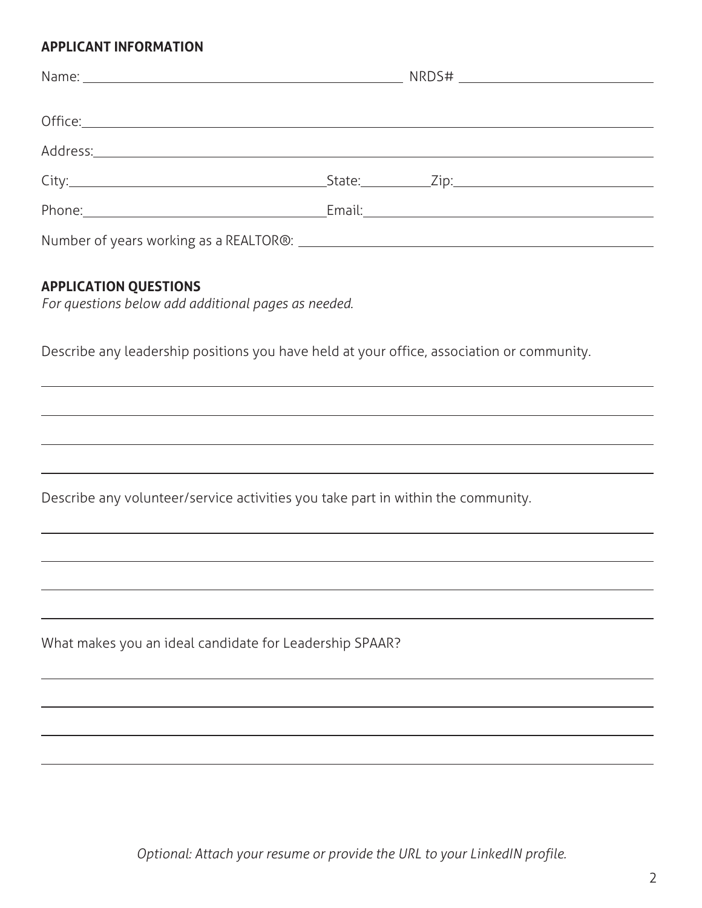**APPLICANT INFORMATION**

Name: ______________________________ NRDS# ______________________

Office: ________________________________________________________

Address: _______________________________________________________

City: __________________________ State: ________ Zip: ____________

Phone: _________________________ Email: _________________________

Number of years working as a REALTOR®: __________________________

**APPLICATION QUESTIONS**

*For questions below add additional pages as needed.*

Describe any leadership positions you have held at your office, association or community.

________________________________________________________________

________________________________________________________________

________________________________________________________________

________________________________________________________________

Describe any volunteer/service activities you take part in within the community.

________________________________________________________________

________________________________________________________________

________________________________________________________________

________________________________________________________________

What makes you an ideal candidate for Leadership SPAAR?

________________________________________________________________

________________________________________________________________

________________________________________________________________

________________________________________________________________

*Optional: Attach your resume or provide the URL to your LinkedIN profile.*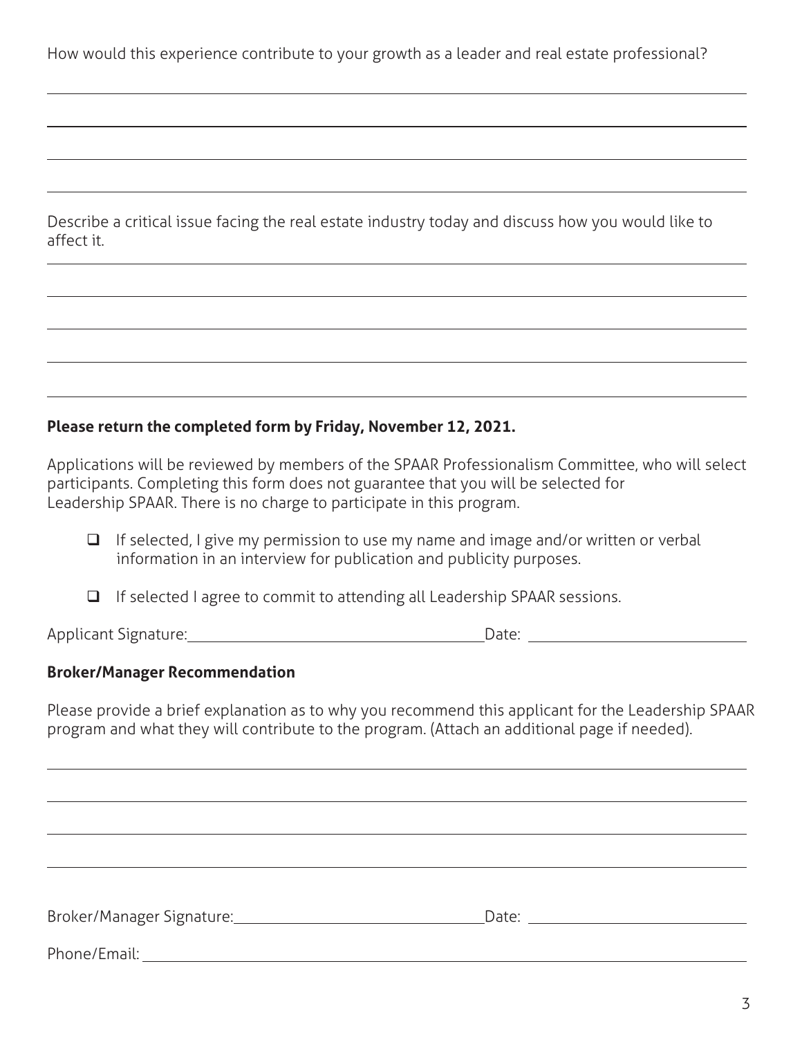How would this experience contribute to your growth as a leader and real estate professional?

Describe a critical issue facing the real estate industry today and discuss how you would like to affect it.

**Please return the completed form by Friday, November 12, 2021.**

Applications will be reviewed by members of the SPAAR Professionalism Committee, who will select participants. Completing this form does not guarantee that you will be selected for Leadership SPAAR. There is no charge to participate in this program.

- ☐ If selected, I give my permission to use my name and image and/or written or verbal information in an interview for publication and publicity purposes.
- ☐ If selected I agree to commit to attending all Leadership SPAAR sessions.

Applicant Signature: ______________________ Date: ______________

**Broker/Manager Recommendation**

Please provide a brief explanation as to why you recommend this applicant for the Leadership SPAAR program and what they will contribute to the program. (Attach an additional page if needed).

Broker/Manager Signature: ______________________ Date: ______________

Phone/Email: ______________________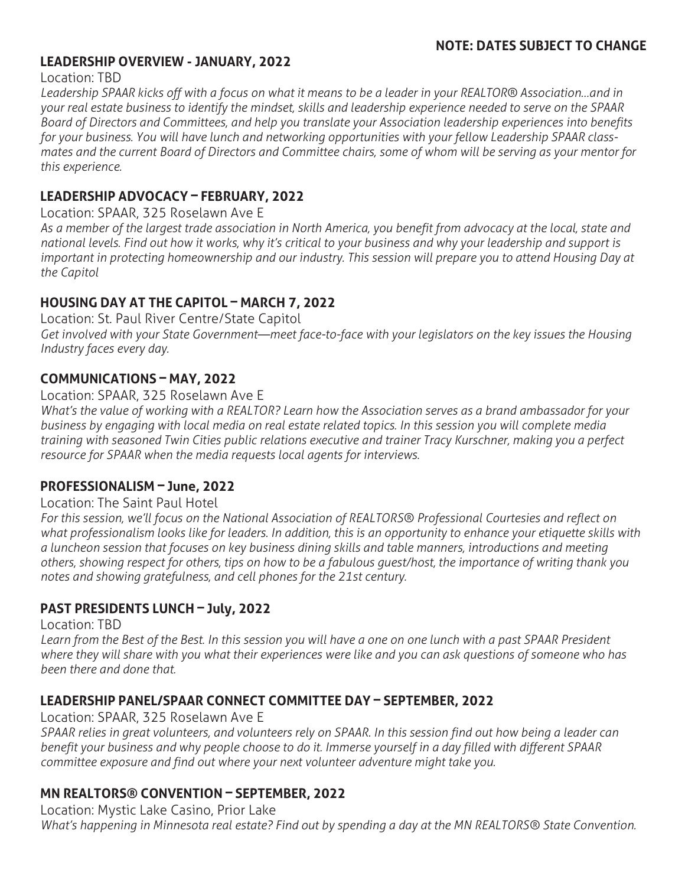**NOTE: DATES SUBJECT TO CHANGE**

## LEADERSHIP OVERVIEW - JANUARY, 2022

Location: TBD

*Leadership SPAAR kicks off with a focus on what it means to be a leader in your REALTOR® Association...and in your real estate business to identify the mindset, skills and leadership experience needed to serve on the SPAAR Board of Directors and Committees, and help you translate your Association leadership experiences into benefits for your business. You will have lunch and networking opportunities with your fellow Leadership SPAAR classmates and the current Board of Directors and Committee chairs, some of whom will be serving as your mentor for this experience.*

## LEADERSHIP ADVOCACY – FEBRUARY, 2022

Location: SPAAR, 325 Roselawn Ave E

*As a member of the largest trade association in North America, you benefit from advocacy at the local, state and national levels. Find out how it works, why it's critical to your business and why your leadership and support is important in protecting homeownership and our industry. This session will prepare you to attend Housing Day at the Capitol*

## HOUSING DAY AT THE CAPITOL – MARCH 7, 2022

Location: St. Paul River Centre/State Capitol

*Get involved with your State Government—meet face-to-face with your legislators on the key issues the Housing Industry faces every day.*

## COMMUNICATIONS – MAY, 2022

Location: SPAAR, 325 Roselawn Ave E

*What's the value of working with a REALTOR? Learn how the Association serves as a brand ambassador for your business by engaging with local media on real estate related topics. In this session you will complete media training with seasoned Twin Cities public relations executive and trainer Tracy Kurschner, making you a perfect resource for SPAAR when the media requests local agents for interviews.*

## PROFESSIONALISM – June, 2022

Location: The Saint Paul Hotel

*For this session, we'll focus on the National Association of REALTORS® Professional Courtesies and reflect on what professionalism looks like for leaders. In addition, this is an opportunity to enhance your etiquette skills with a luncheon session that focuses on key business dining skills and table manners, introductions and meeting others, showing respect for others, tips on how to be a fabulous guest/host, the importance of writing thank you notes and showing gratefulness, and cell phones for the 21st century.*

## PAST PRESIDENTS LUNCH – July, 2022

Location: TBD

*Learn from the Best of the Best. In this session you will have a one on one lunch with a past SPAAR President where they will share with you what their experiences were like and you can ask questions of someone who has been there and done that.*

## LEADERSHIP PANEL/SPAAR CONNECT COMMITTEE DAY – SEPTEMBER, 2022

Location: SPAAR, 325 Roselawn Ave E

*SPAAR relies in great volunteers, and volunteers rely on SPAAR. In this session find out how being a leader can benefit your business and why people choose to do it. Immerse yourself in a day filled with different SPAAR committee exposure and find out where your next volunteer adventure might take you.*

## MN REALTORS® CONVENTION – SEPTEMBER, 2022

Location: Mystic Lake Casino, Prior Lake

*What's happening in Minnesota real estate? Find out by spending a day at the MN REALTORS® State Convention.*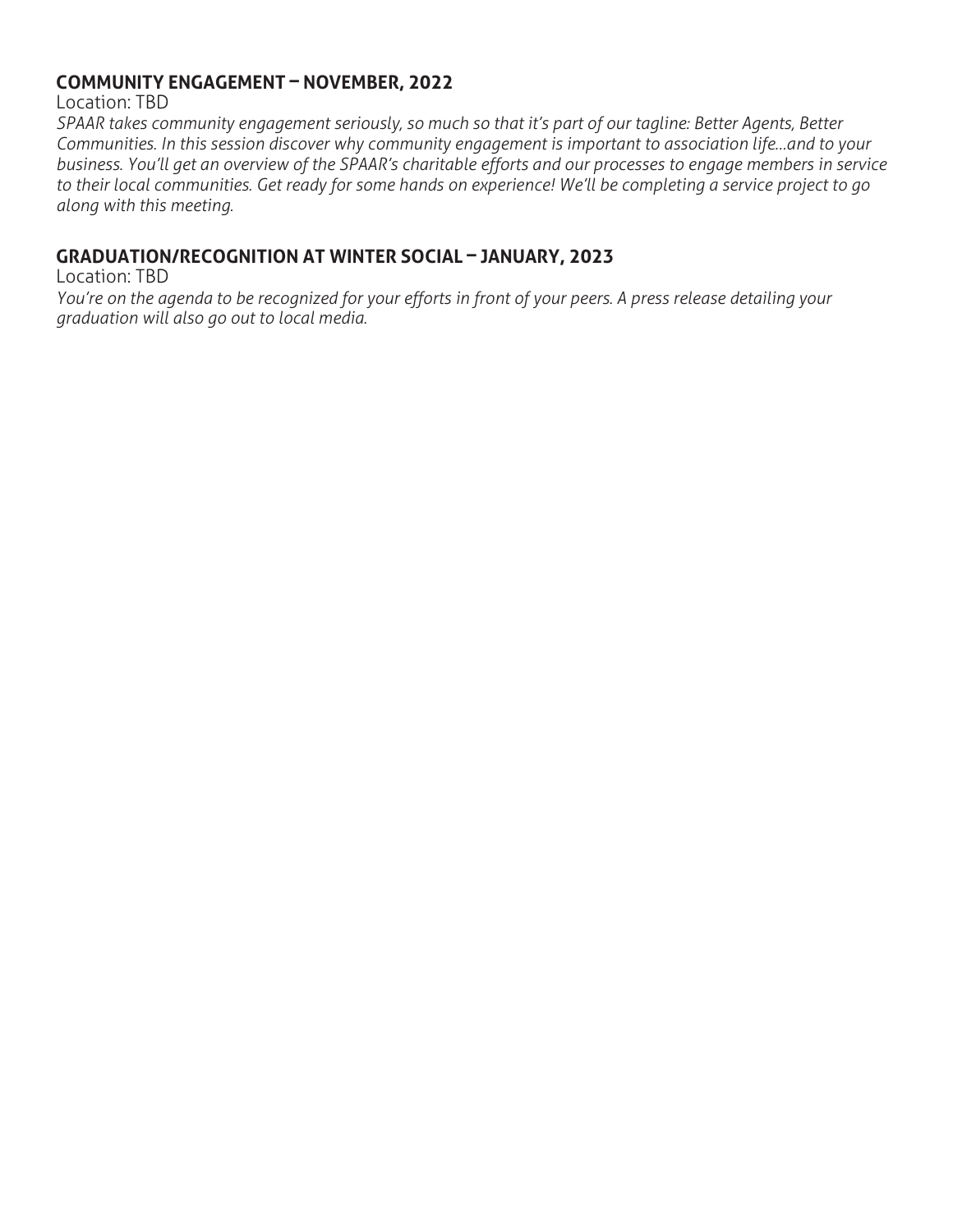### COMMUNITY ENGAGEMENT – NOVEMBER, 2022

Location: TBD

*SPAAR takes community engagement seriously, so much so that it's part of our tagline: Better Agents, Better Communities. In this session discover why community engagement is important to association life…and to your business. You'll get an overview of the SPAAR's charitable efforts and our processes to engage members in service to their local communities. Get ready for some hands on experience! We'll be completing a service project to go along with this meeting.*

### GRADUATION/RECOGNITION AT WINTER SOCIAL – JANUARY, 2023

Location: TBD

*You're on the agenda to be recognized for your efforts in front of your peers. A press release detailing your graduation will also go out to local media.*